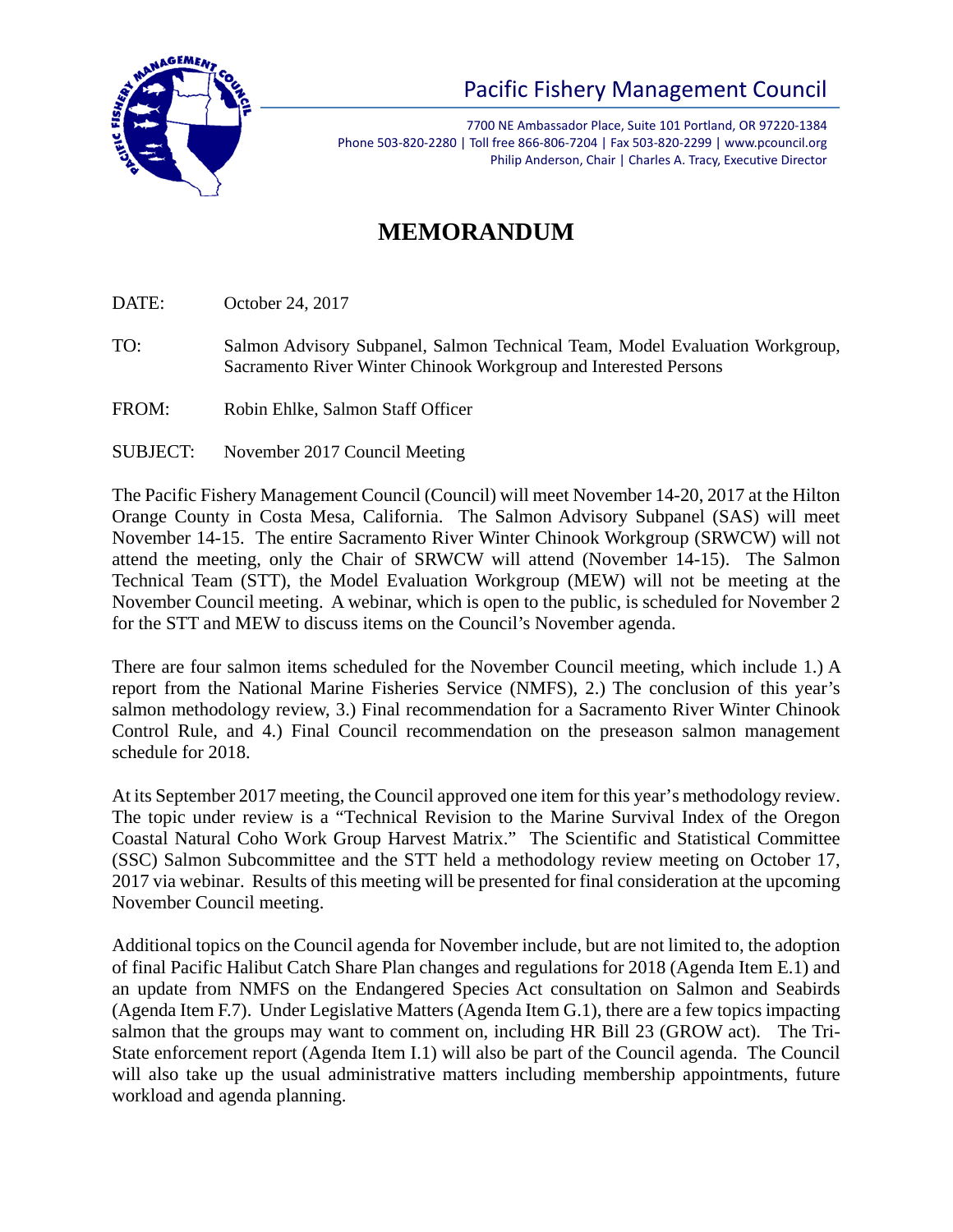**Pacific Fishery Management Council**

7700 NE Ambassador Place, Suite 101 Portland, OR 97220-1384
Phone 503-820-2280 | Toll free 866-806-7204 | Fax 503-820-2299 | www.pcouncil.org
Philip Anderson, Chair | Charles A. Tracy, Executive Director

# MEMORANDUM

DATE: October 24, 2017

TO: Salmon Advisory Subpanel, Salmon Technical Team, Model Evaluation Workgroup, Sacramento River Winter Chinook Workgroup and Interested Persons

FROM: Robin Ehlke, Salmon Staff Officer

SUBJECT: November 2017 Council Meeting

The Pacific Fishery Management Council (Council) will meet November 14-20, 2017 at the Hilton Orange County in Costa Mesa, California. The Salmon Advisory Subpanel (SAS) will meet November 14-15. The entire Sacramento River Winter Chinook Workgroup (SRWCW) will not attend the meeting, only the Chair of SRWCW will attend (November 14-15). The Salmon Technical Team (STT), the Model Evaluation Workgroup (MEW) will not be meeting at the November Council meeting. A webinar, which is open to the public, is scheduled for November 2 for the STT and MEW to discuss items on the Council's November agenda.

There are four salmon items scheduled for the November Council meeting, which include 1.) A report from the National Marine Fisheries Service (NMFS), 2.) The conclusion of this year's salmon methodology review, 3.) Final recommendation for a Sacramento River Winter Chinook Control Rule, and 4.) Final Council recommendation on the preseason salmon management schedule for 2018.

At its September 2017 meeting, the Council approved one item for this year's methodology review. The topic under review is a "Technical Revision to the Marine Survival Index of the Oregon Coastal Natural Coho Work Group Harvest Matrix." The Scientific and Statistical Committee (SSC) Salmon Subcommittee and the STT held a methodology review meeting on October 17, 2017 via webinar. Results of this meeting will be presented for final consideration at the upcoming November Council meeting.

Additional topics on the Council agenda for November include, but are not limited to, the adoption of final Pacific Halibut Catch Share Plan changes and regulations for 2018 (Agenda Item E.1) and an update from NMFS on the Endangered Species Act consultation on Salmon and Seabirds (Agenda Item F.7). Under Legislative Matters (Agenda Item G.1), there are a few topics impacting salmon that the groups may want to comment on, including HR Bill 23 (GROW act). The Tri-State enforcement report (Agenda Item I.1) will also be part of the Council agenda. The Council will also take up the usual administrative matters including membership appointments, future workload and agenda planning.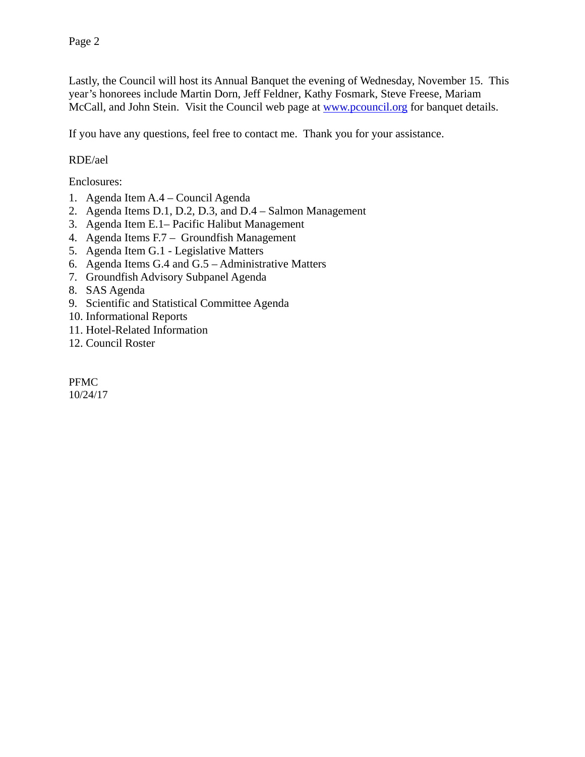Lastly, the Council will host its Annual Banquet the evening of Wednesday, November 15. This year's honorees include Martin Dorn, Jeff Feldner, Kathy Fosmark, Steve Freese, Mariam McCall, and John Stein. Visit the Council web page at [www.pcouncil.org](http://www.pcouncil.org) for banquet details.

If you have any questions, feel free to contact me. Thank you for your assistance.

RDE/ael

Enclosures:

1. Agenda Item A.4 – Council Agenda
2. Agenda Items D.1, D.2, D.3, and D.4 – Salmon Management
3. Agenda Item E.1– Pacific Halibut Management
4. Agenda Items F.7 – Groundfish Management
5. Agenda Item G.1 - Legislative Matters
6. Agenda Items G.4 and G.5 – Administrative Matters
7. Groundfish Advisory Subpanel Agenda
8. SAS Agenda
9. Scientific and Statistical Committee Agenda
10. Informational Reports
11. Hotel-Related Information
12. Council Roster

PFMC
10/24/17